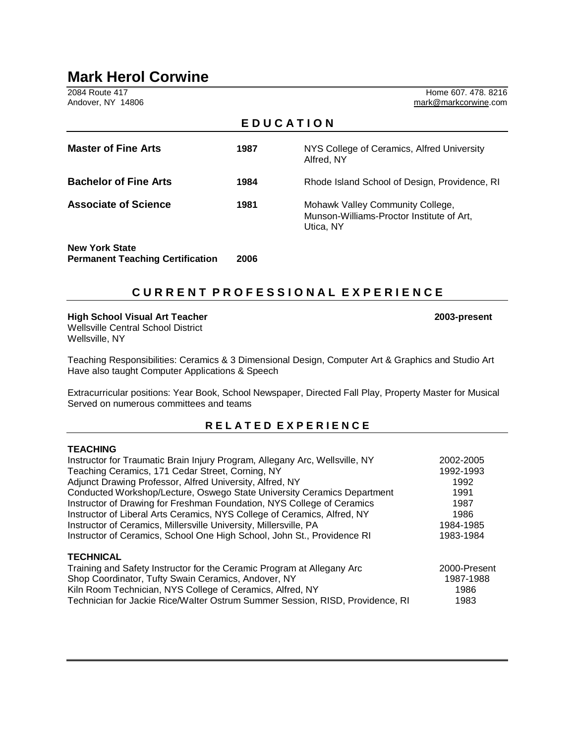# Mark Herol Corwine

2084 Route 417
Andover, NY 14806

Home 607. 478. 8216
mark@markcorwine.com

## EDUCATION

| | | |
|---|---|---|
| **Master of Fine Arts** | **1987** | NYS College of Ceramics, Alfred University Alfred, NY |
| **Bachelor of Fine Arts** | **1984** | Rhode Island School of Design, Providence, RI |
| **Associate of Science** | **1981** | Mohawk Valley Community College, Munson-Williams-Proctor Institute of Art, Utica, NY |
| **New York State Permanent Teaching Certification** | **2006** | |

## CURRENT PROFESSIONAL EXPERIENCE

**High School Visual Art Teacher** **2003-present**
Wellsville Central School District
Wellsville, NY

Teaching Responsibilities: Ceramics & 3 Dimensional Design, Computer Art & Graphics and Studio Art
Have also taught Computer Applications & Speech

Extracurricular positions: Year Book, School Newspaper, Directed Fall Play, Property Master for Musical
Served on numerous committees and teams

## RELATED EXPERIENCE

**TEACHING**

| | |
|---|---|
| Instructor for Traumatic Brain Injury Program, Allegany Arc, Wellsville, NY | 2002-2005 |
| Teaching Ceramics, 171 Cedar Street, Corning, NY | 1992-1993 |
| Adjunct Drawing Professor, Alfred University, Alfred, NY | 1992 |
| Conducted Workshop/Lecture, Oswego State University Ceramics Department | 1991 |
| Instructor of Drawing for Freshman Foundation, NYS College of Ceramics | 1987 |
| Instructor of Liberal Arts Ceramics, NYS College of Ceramics, Alfred, NY | 1986 |
| Instructor of Ceramics, Millersville University, Millersville, PA | 1984-1985 |
| Instructor of Ceramics, School One High School, John St., Providence RI | 1983-1984 |

**TECHNICAL**

| | |
|---|---|
| Training and Safety Instructor for the Ceramic Program at Allegany Arc | 2000-Present |
| Shop Coordinator, Tufty Swain Ceramics, Andover, NY | 1987-1988 |
| Kiln Room Technician, NYS College of Ceramics, Alfred, NY | 1986 |
| Technician for Jackie Rice/Walter Ostrum Summer Session, RISD, Providence, RI | 1983 |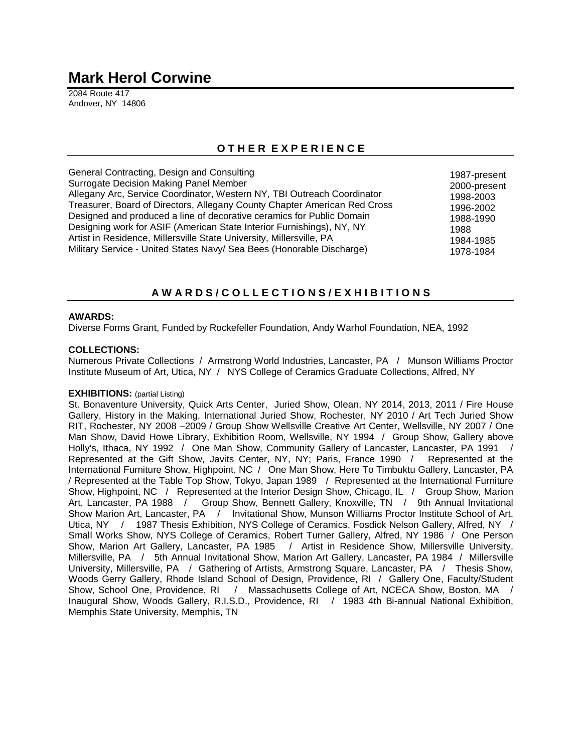# Mark Herol Corwine

2084 Route 417
Andover, NY 14806

## OTHER EXPERIENCE

| | |
|---|---|
| General Contracting, Design and Consulting | 1987-present |
| Surrogate Decision Making Panel Member | 2000-present |
| Allegany Arc, Service Coordinator, Western NY, TBI Outreach Coordinator | 1998-2003 |
| Treasurer, Board of Directors, Allegany County Chapter American Red Cross | 1996-2002 |
| Designed and produced a line of decorative ceramics for Public Domain | 1988-1990 |
| Designing work for ASIF (American State Interior Furnishings), NY, NY | 1988 |
| Artist in Residence, Millersville State University, Millersville, PA | 1984-1985 |
| Military Service - United States Navy/ Sea Bees (Honorable Discharge) | 1978-1984 |

## AWARDS / COLLECTIONS / EXHIBITIONS

**AWARDS:**

Diverse Forms Grant, Funded by Rockefeller Foundation, Andy Warhol Foundation, NEA, 1992

**COLLECTIONS:**

Numerous Private Collections / Armstrong World Industries, Lancaster, PA / Munson Williams Proctor Institute Museum of Art, Utica, NY / NYS College of Ceramics Graduate Collections, Alfred, NY

**EXHIBITIONS:** (partial Listing)

St. Bonaventure University, Quick Arts Center, Juried Show, Olean, NY 2014, 2013, 2011 / Fire House Gallery, History in the Making, International Juried Show, Rochester, NY 2010 / Art Tech Juried Show RIT, Rochester, NY 2008 –2009 / Group Show Wellsville Creative Art Center, Wellsville, NY 2007 / One Man Show, David Howe Library, Exhibition Room, Wellsville, NY 1994 / Group Show, Gallery above Holly's, Ithaca, NY 1992 / One Man Show, Community Gallery of Lancaster, Lancaster, PA 1991 / Represented at the Gift Show, Javits Center, NY, NY; Paris, France 1990 / Represented at the International Furniture Show, Highpoint, NC / One Man Show, Here To Timbuktu Gallery, Lancaster, PA / Represented at the Table Top Show, Tokyo, Japan 1989 / Represented at the International Furniture Show, Highpoint, NC / Represented at the Interior Design Show, Chicago, IL / Group Show, Marion Art, Lancaster, PA 1988 / Group Show, Bennett Gallery, Knoxville, TN / 9th Annual Invitational Show Marion Art, Lancaster, PA / Invitational Show, Munson Williams Proctor Institute School of Art, Utica, NY / 1987 Thesis Exhibition, NYS College of Ceramics, Fosdick Nelson Gallery, Alfred, NY / Small Works Show, NYS College of Ceramics, Robert Turner Gallery, Alfred, NY 1986 / One Person Show, Marion Art Gallery, Lancaster, PA 1985 / Artist in Residence Show, Millersville University, Millersville, PA / 5th Annual Invitational Show, Marion Art Gallery, Lancaster, PA 1984 / Millersville University, Millersville, PA / Gathering of Artists, Armstrong Square, Lancaster, PA / Thesis Show, Woods Gerry Gallery, Rhode Island School of Design, Providence, RI / Gallery One, Faculty/Student Show, School One, Providence, RI / Massachusetts College of Art, NCECA Show, Boston, MA / Inaugural Show, Woods Gallery, R.I.S.D., Providence, RI / 1983 4th Bi-annual National Exhibition, Memphis State University, Memphis, TN